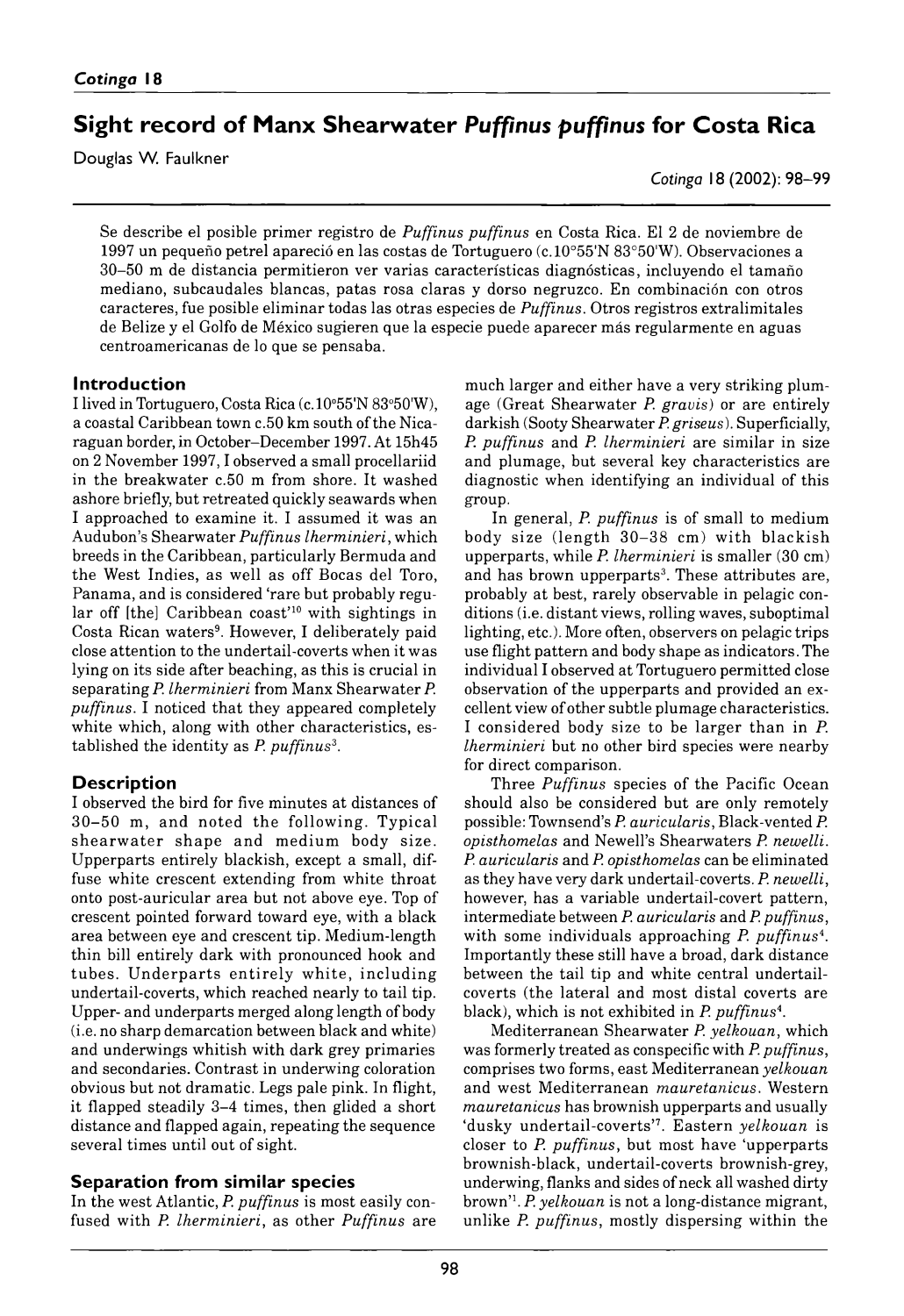# Sight record of Manx Shearwater *Puffinus puffinus* for Costa Rica

Douglas W. Faulkner

Se describe el posible primer registro de *Puffinus puffinus* en Costa Rica. El 2 de noviembre de 1997 un pequeño petrel apareció en las costas de Tortuguero (c.10°55'N 83°50'W). Observaciones a 30–50 m de distancia permitieron ver varias características diagnósticas, incluyendo el tamaño mediano, subcaudales blancas, patas rosa claras y dorso negruzco. En combinación con otros caracteres, fue posible eliminar todas las otras especies de *Puffinus*. Otros registros extralimitales de Belize y el Golfo de México sugieren que la especie puede aparecer más regularmente en aguas centroamericanas de lo que se pensaba.

## Introduction

I lived in Tortuguero, Costa Rica (c.10°55'N 83°50'W), a coastal Caribbean town c.50 km south of the Nicaraguan border, in October–December 1997. At 15h45 on 2 November 1997, I observed a small procellariid in the breakwater c.50 m from shore. It washed ashore briefly, but retreated quickly seawards when I approached to examine it. I assumed it was an Audubon's Shearwater *Puffinus lherminieri*, which breeds in the Caribbean, particularly Bermuda and the West Indies, as well as off Bocas del Toro, Panama, and is considered 'rare but probably regular off [the] Caribbean coast'[10] with sightings in Costa Rican waters[9]. However, I deliberately paid close attention to the undertail-coverts when it was lying on its side after beaching, as this is crucial in separating *P. lherminieri* from Manx Shearwater *P. puffinus*. I noticed that they appeared completely white which, along with other characteristics, established the identity as *P. puffinus*[3].

## Description

I observed the bird for five minutes at distances of 30–50 m, and noted the following. Typical shearwater shape and medium body size. Upperparts entirely blackish, except a small, diffuse white crescent extending from white throat onto post-auricular area but not above eye. Top of crescent pointed forward toward eye, with a black area between eye and crescent tip. Medium-length thin bill entirely dark with pronounced hook and tubes. Underparts entirely white, including undertail-coverts, which reached nearly to tail tip. Upper- and underparts merged along length of body (i.e. no sharp demarcation between black and white) and underwings whitish with dark grey primaries and secondaries. Contrast in underwing coloration obvious but not dramatic. Legs pale pink. In flight, it flapped steadily 3–4 times, then glided a short distance and flapped again, repeating the sequence several times until out of sight.

## Separation from similar species

In the west Atlantic, *P. puffinus* is most easily confused with *P. lherminieri*, as other *Puffinus* are much larger and either have a very striking plumage (Great Shearwater *P. gravis*) or are entirely darkish (Sooty Shearwater *P. griseus*). Superficially, *P. puffinus* and *P. lherminieri* are similar in size and plumage, but several key characteristics are diagnostic when identifying an individual of this group.

In general, *P. puffinus* is of small to medium body size (length 30–38 cm) with blackish upperparts, while *P. lherminieri* is smaller (30 cm) and has brown upperparts[3]. These attributes are, probably at best, rarely observable in pelagic conditions (i.e. distant views, rolling waves, suboptimal lighting, etc.). More often, observers on pelagic trips use flight pattern and body shape as indicators. The individual I observed at Tortuguero permitted close observation of the upperparts and provided an excellent view of other subtle plumage characteristics. I considered body size to be larger than in *P. lherminieri* but no other bird species were nearby for direct comparison.

Three *Puffinus* species of the Pacific Ocean should also be considered but are only remotely possible: Townsend's *P. auricularis*, Black-vented *P. opisthomelas* and Newell's Shearwaters *P. newelli*. *P. auricularis* and *P. opisthomelas* can be eliminated as they have very dark undertail-coverts. *P. newelli*, however, has a variable undertail-covert pattern, intermediate between *P. auricularis* and *P. puffinus*, with some individuals approaching *P. puffinus*[4]. Importantly these still have a broad, dark distance between the tail tip and white central undertail-coverts (the lateral and most distal coverts are black), which is not exhibited in *P. puffinus*[4].

Mediterranean Shearwater *P. yelkouan*, which was formerly treated as conspecific with *P. puffinus*, comprises two forms, east Mediterranean *yelkouan* and west Mediterranean *mauretanicus*. Western *mauretanicus* has brownish upperparts and usually 'dusky undertail-coverts'[7]. Eastern *yelkouan* is closer to *P. puffinus*, but most have 'upperparts brownish-black, undertail-coverts brownish-grey, underwing, flanks and sides of neck all washed dirty brown'[1]. *P. yelkouan* is not a long-distance migrant, unlike *P. puffinus*, mostly dispersing within the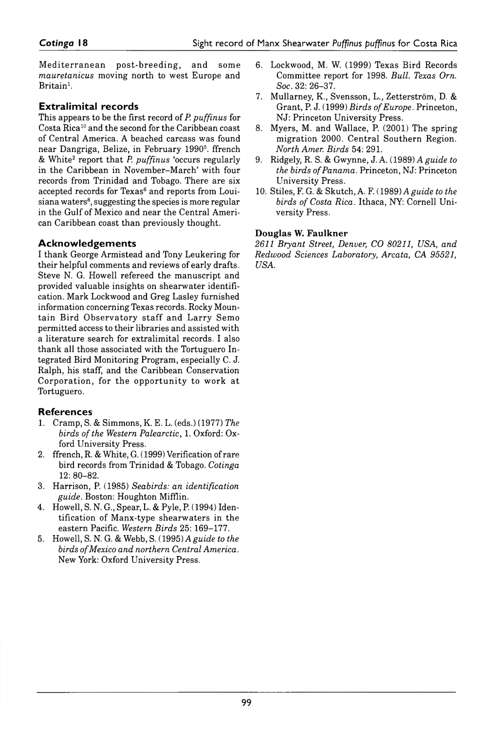Mediterranean post-breeding, and some *mauretanicus* moving north to west Europe and Britain[1].

## Extralimital records

This appears to be the first record of *P. puffinus* for Costa Rica[10] and the second for the Caribbean coast of Central America. A beached carcass was found near Dangriga, Belize, in February 1990[5]. ffrench & White[2] report that *P. puffinus* 'occurs regularly in the Caribbean in November–March' with four records from Trinidad and Tobago. There are six accepted records for Texas[6] and reports from Louisiana waters[8], suggesting the species is more regular in the Gulf of Mexico and near the Central American Caribbean coast than previously thought.

## Acknowledgements

I thank George Armistead and Tony Leukering for their helpful comments and reviews of early drafts. Steve N. G. Howell refereed the manuscript and provided valuable insights on shearwater identification. Mark Lockwood and Greg Lasley furnished information concerning Texas records. Rocky Mountain Bird Observatory staff and Larry Semo permitted access to their libraries and assisted with a literature search for extralimital records. I also thank all those associated with the Tortuguero Integrated Bird Monitoring Program, especially C. J. Ralph, his staff, and the Caribbean Conservation Corporation, for the opportunity to work at Tortuguero.

## References

1. Cramp, S. & Simmons, K. E. L. (eds.) (1977) *The birds of the Western Palearctic*, 1. Oxford: Oxford University Press.
2. ffrench, R. & White, G. (1999) Verification of rare bird records from Trinidad & Tobago. *Cotinga* 12: 80–82.
3. Harrison, P. (1985) *Seabirds: an identification guide*. Boston: Houghton Mifflin.
4. Howell, S. N. G., Spear, L. & Pyle, P. (1994) Identification of Manx-type shearwaters in the eastern Pacific. *Western Birds* 25: 169–177.
5. Howell, S. N. G. & Webb, S. (1995) *A guide to the birds of Mexico and northern Central America*. New York: Oxford University Press.
6. Lockwood, M. W. (1999) Texas Bird Records Committee report for 1998. *Bull. Texas Orn. Soc.* 32: 26–37.
7. Mullarney, K., Svensson, L., Zetterström, D. & Grant, P. J. (1999) *Birds of Europe*. Princeton, NJ: Princeton University Press.
8. Myers, M. and Wallace, P. (2001) The spring migration 2000. Central Southern Region. *North Amer. Birds* 54: 291.
9. Ridgely, R. S. & Gwynne, J. A. (1989) *A guide to the birds of Panama*. Princeton, NJ: Princeton University Press.
10. Stiles, F. G. & Skutch, A. F. (1989) *A guide to the birds of Costa Rica*. Ithaca, NY: Cornell University Press.

**Douglas W. Faulkner**

*2611 Bryant Street, Denver, CO 80211, USA, and Redwood Sciences Laboratory, Arcata, CA 95521, USA.*